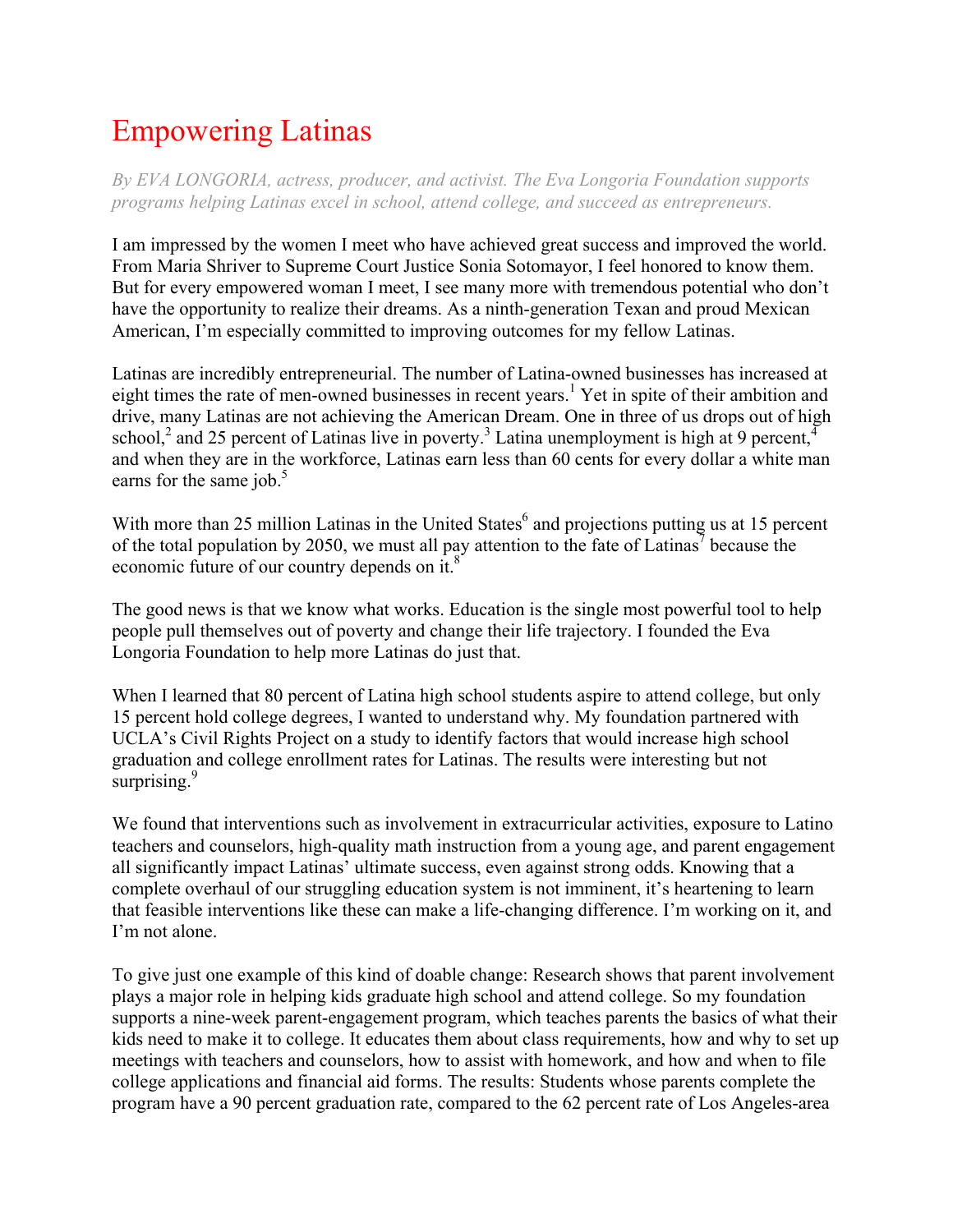# Empowering Latinas

*By EVA LONGORIA, actress, producer, and activist. The Eva Longoria Foundation supports programs helping Latinas excel in school, attend college, and succeed as entrepreneurs.*

I am impressed by the women I meet who have achieved great success and improved the world. From Maria Shriver to Supreme Court Justice Sonia Sotomayor, I feel honored to know them. But for every empowered woman I meet, I see many more with tremendous potential who don't have the opportunity to realize their dreams. As a ninth-generation Texan and proud Mexican American, I'm especially committed to improving outcomes for my fellow Latinas.

Latinas are incredibly entrepreneurial. The number of Latina-owned businesses has increased at eight times the rate of men-owned businesses in recent years.[1] Yet in spite of their ambition and drive, many Latinas are not achieving the American Dream. One in three of us drops out of high school,[2] and 25 percent of Latinas live in poverty.[3] Latina unemployment is high at 9 percent,[4] and when they are in the workforce, Latinas earn less than 60 cents for every dollar a white man earns for the same job.[5]

With more than 25 million Latinas in the United States[6] and projections putting us at 15 percent of the total population by 2050, we must all pay attention to the fate of Latinas[7] because the economic future of our country depends on it.[8]

The good news is that we know what works. Education is the single most powerful tool to help people pull themselves out of poverty and change their life trajectory. I founded the Eva Longoria Foundation to help more Latinas do just that.

When I learned that 80 percent of Latina high school students aspire to attend college, but only 15 percent hold college degrees, I wanted to understand why. My foundation partnered with UCLA's Civil Rights Project on a study to identify factors that would increase high school graduation and college enrollment rates for Latinas. The results were interesting but not surprising.[9]

We found that interventions such as involvement in extracurricular activities, exposure to Latino teachers and counselors, high-quality math instruction from a young age, and parent engagement all significantly impact Latinas' ultimate success, even against strong odds. Knowing that a complete overhaul of our struggling education system is not imminent, it's heartening to learn that feasible interventions like these can make a life-changing difference. I'm working on it, and I'm not alone.

To give just one example of this kind of doable change: Research shows that parent involvement plays a major role in helping kids graduate high school and attend college. So my foundation supports a nine-week parent-engagement program, which teaches parents the basics of what their kids need to make it to college. It educates them about class requirements, how and why to set up meetings with teachers and counselors, how to assist with homework, and how and when to file college applications and financial aid forms. The results: Students whose parents complete the program have a 90 percent graduation rate, compared to the 62 percent rate of Los Angeles-area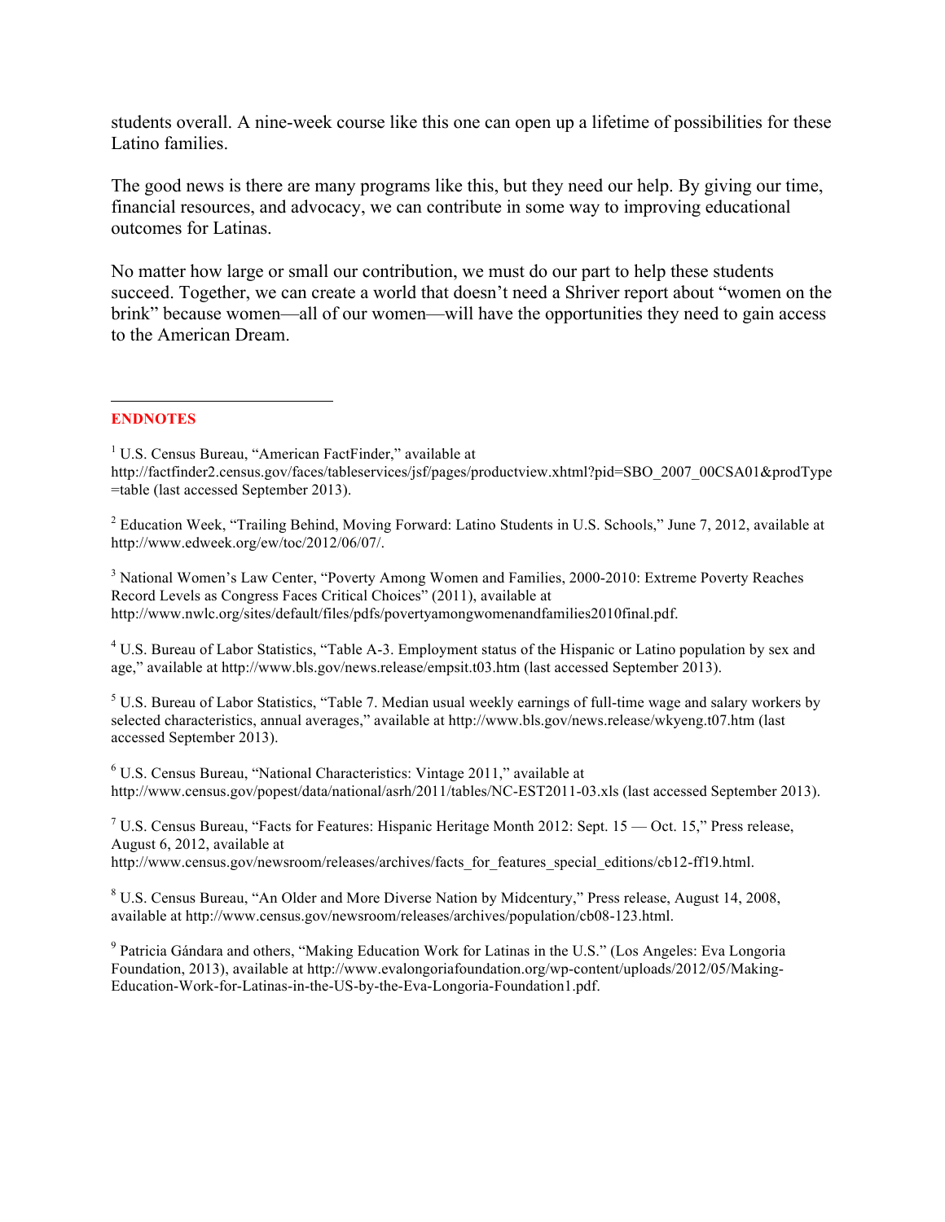students overall. A nine-week course like this one can open up a lifetime of possibilities for these Latino families.

The good news is there are many programs like this, but they need our help. By giving our time, financial resources, and advocacy, we can contribute in some way to improving educational outcomes for Latinas.

No matter how large or small our contribution, we must do our part to help these students succeed. Together, we can create a world that doesn't need a Shriver report about "women on the brink" because women—all of our women—will have the opportunities they need to gain access to the American Dream.

---

**ENDNOTES**

[1] U.S. Census Bureau, "American FactFinder," available at http://factfinder2.census.gov/faces/tableservices/jsf/pages/productview.xhtml?pid=SBO_2007_00CSA01&prodType=table (last accessed September 2013).

[2] Education Week, "Trailing Behind, Moving Forward: Latino Students in U.S. Schools," June 7, 2012, available at http://www.edweek.org/ew/toc/2012/06/07/.

[3] National Women's Law Center, "Poverty Among Women and Families, 2000-2010: Extreme Poverty Reaches Record Levels as Congress Faces Critical Choices" (2011), available at http://www.nwlc.org/sites/default/files/pdfs/povertyamongwomenandfamilies2010final.pdf.

[4] U.S. Bureau of Labor Statistics, "Table A-3. Employment status of the Hispanic or Latino population by sex and age," available at http://www.bls.gov/news.release/empsit.t03.htm (last accessed September 2013).

[5] U.S. Bureau of Labor Statistics, "Table 7. Median usual weekly earnings of full-time wage and salary workers by selected characteristics, annual averages," available at http://www.bls.gov/news.release/wkyeng.t07.htm (last accessed September 2013).

[6] U.S. Census Bureau, "National Characteristics: Vintage 2011," available at http://www.census.gov/popest/data/national/asrh/2011/tables/NC-EST2011-03.xls (last accessed September 2013).

[7] U.S. Census Bureau, "Facts for Features: Hispanic Heritage Month 2012: Sept. 15 — Oct. 15," Press release, August 6, 2012, available at http://www.census.gov/newsroom/releases/archives/facts_for_features_special_editions/cb12-ff19.html.

[8] U.S. Census Bureau, "An Older and More Diverse Nation by Midcentury," Press release, August 14, 2008, available at http://www.census.gov/newsroom/releases/archives/population/cb08-123.html.

[9] Patricia Gándara and others, "Making Education Work for Latinas in the U.S." (Los Angeles: Eva Longoria Foundation, 2013), available at http://www.evalongoriafoundation.org/wp-content/uploads/2012/05/Making-Education-Work-for-Latinas-in-the-US-by-the-Eva-Longoria-Foundation1.pdf.